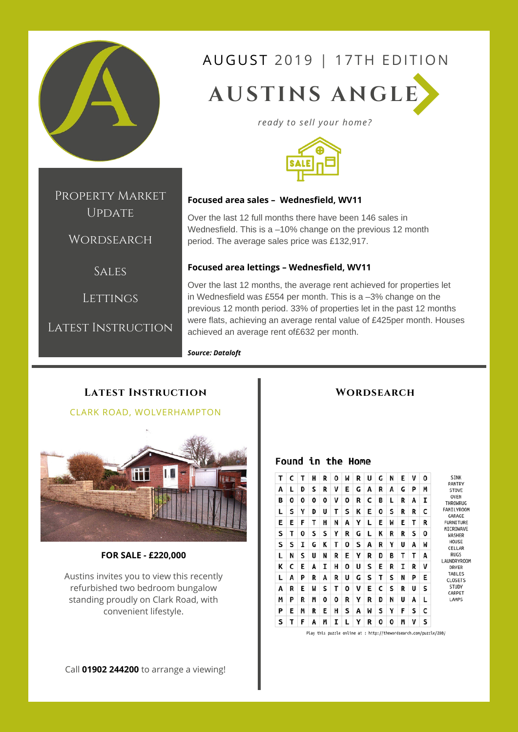AUGUST 2019 | 17TH EDITION

# AUSTINS ANGLE

*ready to sell your home?*

- Property Market Update
- Wordsearch
- Sales
- Lettings
- Latest Instruction

**Focused area sales – Wednesfield, WV11**

Over the last 12 full months there have been 146 sales in Wednesfield. This is a –10% change on the previous 12 month period. The average sales price was £132,917.

**Focused area lettings – Wednesfield, WV11**

Over the last 12 months, the average rent achieved for properties let in Wednesfield was £554 per month. This is a –3% change on the previous 12 month period. 33% of properties let in the past 12 months were flats, achieving an average rental value of £425per month. Houses achieved an average rent of£632 per month.

***Source: Dataloft***

## Latest Instruction

CLARK ROAD, WOLVERHAMPTON

**FOR SALE - £220,000**

Austins invites you to view this recently refurbished two bedroom bungalow standing proudly on Clark Road, with convenient lifestyle.

Call **01902 244200** to arrange a viewing!

## Wordsearch

**Found in the Home**

| | | | | | | | | | | | | | |
|---|---|---|---|---|---|---|---|---|---|---|---|---|---|
| T | C | T | H | R | O | W | R | U | G | N | E | V | O |
| A | L | D | S | R | V | E | G | A | R | A | G | P | M |
| B | O | O | O | O | V | O | R | C | B | L | R | A | I |
| L | S | Y | D | U | T | S | K | E | O | S | R | R | C |
| E | E | F | T | H | N | A | Y | L | E | W | E | T | R |
| S | T | O | S | S | Y | R | G | L | K | R | R | S | O |
| S | S | I | G | K | T | O | S | A | R | Y | U | A | W |
| L | N | S | U | N | R | E | Y | R | D | B | T | T | A |
| K | C | E | A | I | H | O | U | S | E | R | I | R | V |
| L | A | P | R | A | R | U | G | S | T | S | N | P | E |
| A | R | E | W | S | T | O | V | E | C | S | R | U | S |
| M | P | R | M | O | O | R | Y | R | D | N | U | A | L |
| P | E | M | R | E | H | S | A | W | S | Y | F | S | C |
| S | T | F | A | M | I | L | Y | R | O | O | M | V | S |

SINK
PANTRY
STOVE
OVEN
THROWRUG
FAMILYROOM
GARAGE
FURNITURE
MICROWAVE
WASHER
HOUSE
CELLAR
RUGS
LAUNDRYROOM
DRYER
TABLES
CLOSETS
STUDY
CARPET
LAMPS

Play this puzzle online at : http://thewordsearch.com/puzzle/280/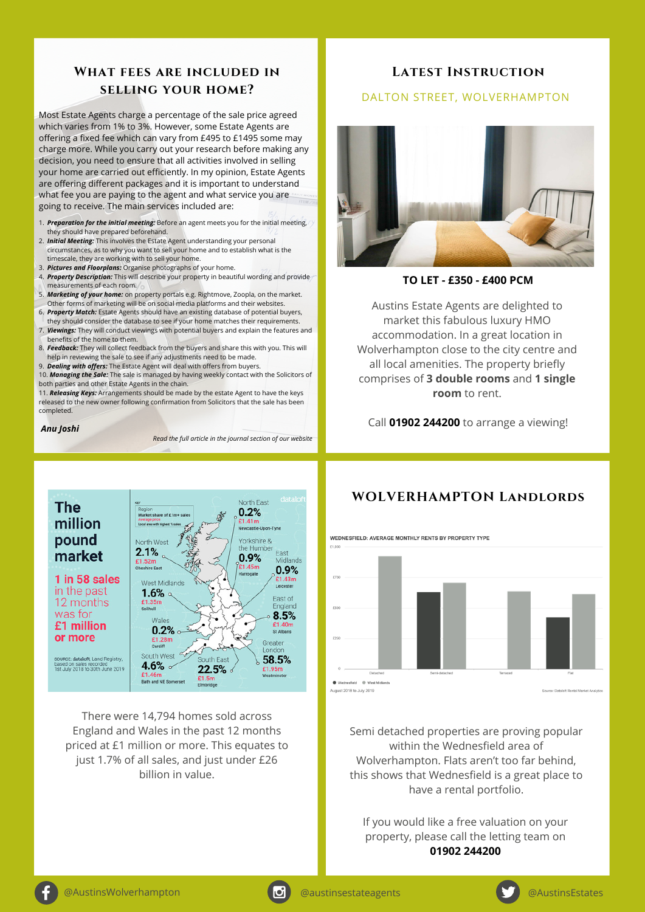## What fees are included in selling your home?

Most Estate Agents charge a percentage of the sale price agreed which varies from 1% to 3%. However, some Estate Agents are offering a fixed fee which can vary from £495 to £1495 some may charge more. While you carry out your research before making any decision, you need to ensure that all activities involved in selling your home are carried out efficiently. In my opinion, Estate Agents are offering different packages and it is important to understand what fee you are paying to the agent and what service you are going to receive. The main services included are:

1. ***Preparation for the initial meeting:*** Before an agent meets you for the initial meeting, they should have prepared beforehand.
2. ***Initial Meeting:*** This involves the Estate Agent understanding your personal circumstances, as to why you want to sell your home and to establish what is the timescale, they are working with to sell your home.
3. ***Pictures and Floorplans:*** Organise photographs of your home.
4. ***Property Description:*** This will describe your property in beautiful wording and provide measurements of each room.
5. ***Marketing of your home:*** on property portals e.g. Rightmove, Zoopla, on the market. Other forms of marketing will be on social media platforms and their websites.
6. ***Property Match:*** Estate Agents should have an existing database of potential buyers, they should consider the database to see if your home matches their requirements.
7. ***Viewings:*** They will conduct viewings with potential buyers and explain the features and benefits of the home to them.
8. ***Feedback:*** They will collect feedback from the buyers and share this with you. This will help in reviewing the sale to see if any adjustments need to be made.
9. ***Dealing with offers:*** The Estate Agent will deal with offers from buyers.
10. ***Managing the Sale:*** The sale is managed by having weekly contact with the Solicitors of both parties and other Estate Agents in the chain.
11. ***Releasing Keys:*** Arrangements should be made by the estate Agent to have the keys released to the new owner following confirmation from Solicitors that the sale has been completed.

***Anu Joshi***

*Read the full article in the journal section of our website*

## Latest Instruction

DALTON STREET, WOLVERHAMPTON

**TO LET - £350 - £400 PCM**

Austins Estate Agents are delighted to market this fabulous luxury HMO accommodation. In a great location in Wolverhampton close to the city centre and all local amenities. The property briefly comprises of **3 double rooms** and **1 single room** to rent.

Call **01902 244200** to arrange a viewing!

**The million pound market**

1 in 58 sales in the past 12 months was for £1 million or more

dataloft

KEY: Region; Market share of £1m+ sales; Average price; Local area with highest % sales

North East 0.2% £1.41m Newcastle-Upon-Tyne
North West 2.1% £1.52m Cheshire East
Yorkshire & the Humber 0.9% £1.45m Harrogate
East Midlands 0.9% £1.43m Leicester
West Midlands 1.6% £1.35m Solihull
East of England 8.5% £1.40m St Albans
Wales 0.2% £1.28m Cardiff
Greater London 58.5% £1.95m Westminster
South West 4.6% £1.46m Bath and NE Somerset
South East 22.5% £1.5m Elmbridge

Source: dataloft, Land Registry, based on sales recorded 1st July 2018 to 30th June 2019

There were 14,794 homes sold across England and Wales in the past 12 months priced at £1 million or more. This equates to just 1.7% of all sales, and just under £26 billion in value.

## Wolverhampton Landlords

WEDNESFIELD: AVERAGE MONTHLY RENTS BY PROPERTY TYPE

£1,000
£750
£500
£250
0

Detached
Semi-detached
Terraced
Flat

Wednesfield
West Midlands

August 2018 to July 2019

Source: Dataloft Rental Market Analytics

Semi detached properties are proving popular within the Wednesfield area of Wolverhampton. Flats aren't too far behind, this shows that Wednesfield is a great place to have a rental portfolio.

If you would like a free valuation on your property, please call the letting team on **01902 244200**

@AustinsWolverhampton
@austinsestateagents
@AustinsEstates